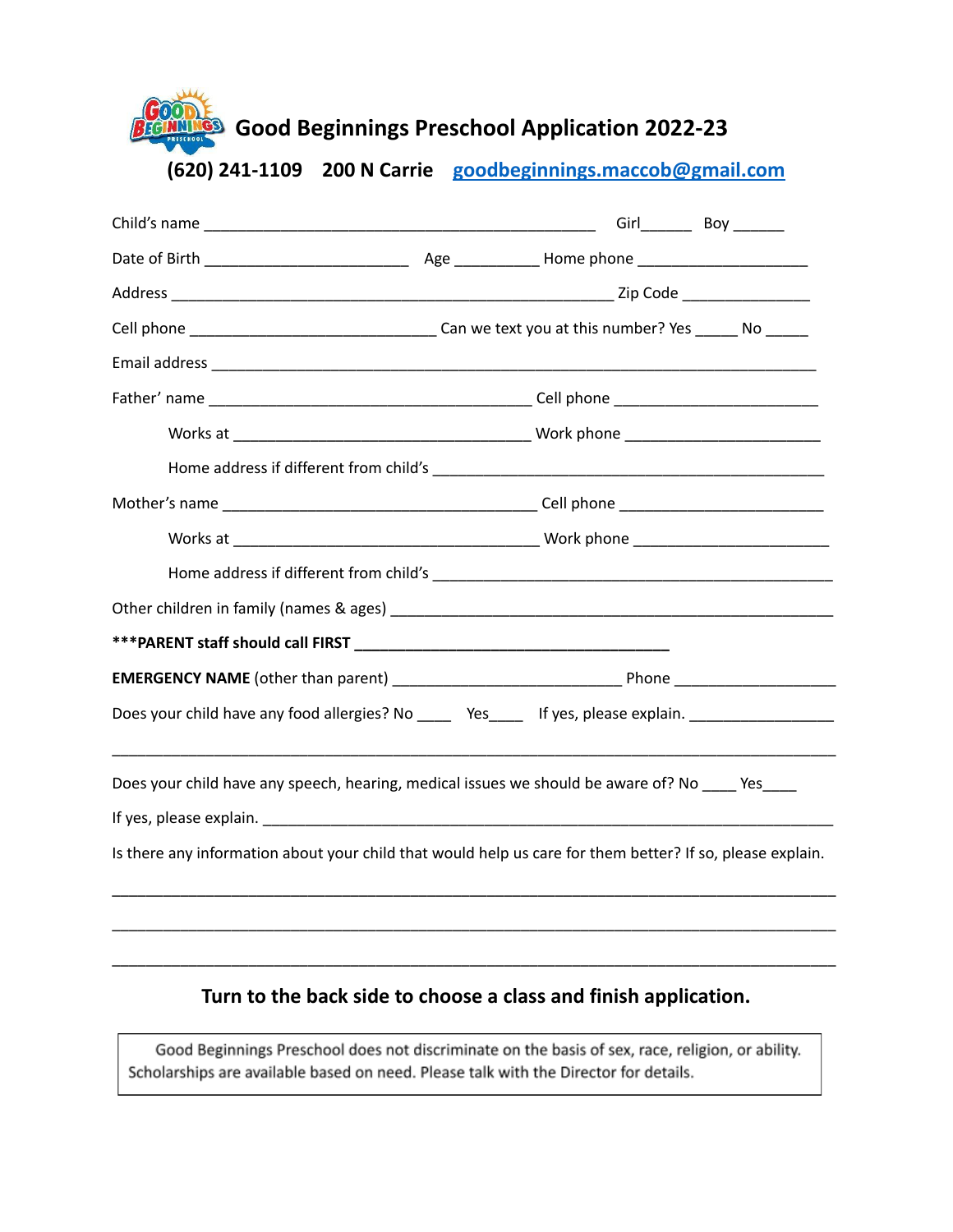# Good Beginnings Preschool Application 2022-23

**(620) 241-1109 200 N Carrie [goodbeginnings.maccob@gmail.com](mailto:goodbeginnings.maccob@gmail.com)**

Child's name _______________________________________________ Girl______ Boy ______

Date of Birth ________________________ Age __________ Home phone ____________________

Address ____________________________________________________ Zip Code _______________

Cell phone _____________________________ Can we text you at this number? Yes _____ No _____

Email address _________________________________________________________________________

Father' name ______________________________________ Cell phone ________________________

Works at ___________________________________ Work phone _______________________

Home address if different from child's ______________________________________________

Mother's name _____________________________________ Cell phone _______________________

Works at ____________________________________ Work phone _______________________

Home address if different from child's _______________________________________________

Other children in family (names & ages) _____________________________________________________

**\*\*\*PARENT staff should call FIRST _____________________________________**

**EMERGENCY NAME** (other than parent) ___________________________ Phone ___________________

Does your child have any food allergies? No ____ Yes____ If yes, please explain. _________________

_____________________________________________________________________________________

Does your child have any speech, hearing, medical issues we should be aware of? No ____ Yes____

If yes, please explain. _________________________________________________________________

Is there any information about your child that would help us care for them better? If so, please explain.

_____________________________________________________________________________________

_____________________________________________________________________________________

_____________________________________________________________________________________

**Turn to the back side to choose a class and finish application.**

Good Beginnings Preschool does not discriminate on the basis of sex, race, religion, or ability. Scholarships are available based on need. Please talk with the Director for details.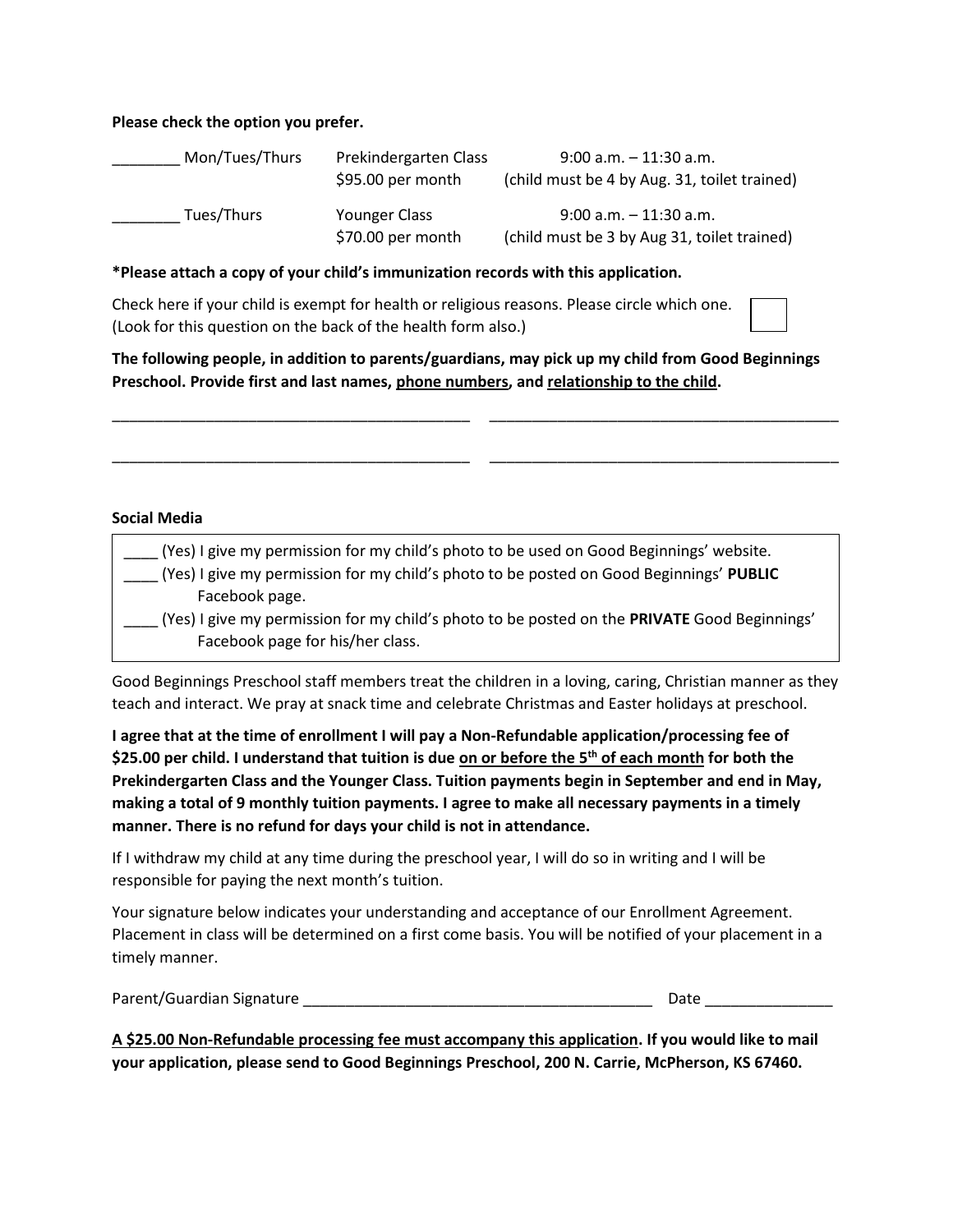**Please check the option you prefer.**

| | | | |
|---|---|---|---|
| ________ Mon/Tues/Thurs | Prekindergarten Class<br>$95.00 per month | 9:00 a.m. – 11:30 a.m.<br>(child must be 4 by Aug. 31, toilet trained) |
| ________ Tues/Thurs | Younger Class<br>$70.00 per month | 9:00 a.m. – 11:30 a.m.<br>(child must be 3 by Aug 31, toilet trained) |

**\*Please attach a copy of your child's immunization records with this application.**

Check here if your child is exempt for health or religious reasons. Please circle which one. (Look for this question on the back of the health form also.) ☐

**The following people, in addition to parents/guardians, may pick up my child from Good Beginnings Preschool. Provide first and last names, <u>phone numbers</u>, and <u>relationship to the child</u>.**

__________________________________________ __________________________________________

__________________________________________ __________________________________________

**Social Media**

____ (Yes) I give my permission for my child's photo to be used on Good Beginnings' website.
____ (Yes) I give my permission for my child's photo to be posted on Good Beginnings' **PUBLIC** Facebook page.
____ (Yes) I give my permission for my child's photo to be posted on the **PRIVATE** Good Beginnings' Facebook page for his/her class.

Good Beginnings Preschool staff members treat the children in a loving, caring, Christian manner as they teach and interact. We pray at snack time and celebrate Christmas and Easter holidays at preschool.

**I agree that at the time of enrollment I will pay a Non-Refundable application/processing fee of $25.00 per child. I understand that tuition is due <u>on or before the 5th of each month</u> for both the Prekindergarten Class and the Younger Class. Tuition payments begin in September and end in May, making a total of 9 monthly tuition payments. I agree to make all necessary payments in a timely manner. There is no refund for days your child is not in attendance.**

If I withdraw my child at any time during the preschool year, I will do so in writing and I will be responsible for paying the next month's tuition.

Your signature below indicates your understanding and acceptance of our Enrollment Agreement. Placement in class will be determined on a first come basis. You will be notified of your placement in a timely manner.

Parent/Guardian Signature __________________________________________ Date _______________

**<u>A $25.00 Non-Refundable processing fee must accompany this application</u>. If you would like to mail your application, please send to Good Beginnings Preschool, 200 N. Carrie, McPherson, KS 67460.**